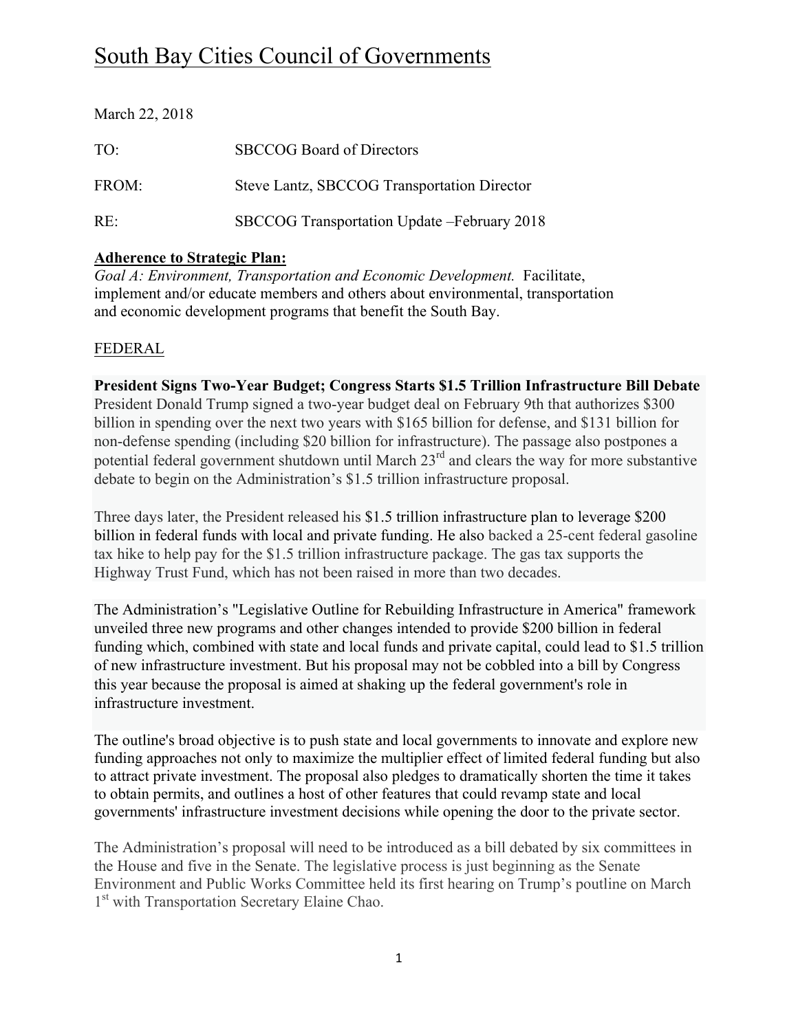# South Bay Cities Council of Governments

March 22, 2018

TO: SBCCOG Board of Directors

FROM: Steve Lantz, SBCCOG Transportation Director

RE: SBCCOG Transportation Update –February 2018

**Adherence to Strategic Plan:**

*Goal A: Environment, Transportation and Economic Development.* Facilitate, implement and/or educate members and others about environmental, transportation and economic development programs that benefit the South Bay.

## FEDERAL

**President Signs Two-Year Budget; Congress Starts $1.5 Trillion Infrastructure Bill Debate**

President Donald Trump signed a two-year budget deal on February 9th that authorizes $300 billion in spending over the next two years with $165 billion for defense, and $131 billion for non-defense spending (including $20 billion for infrastructure). The passage also postpones a potential federal government shutdown until March 23rd and clears the way for more substantive debate to begin on the Administration's $1.5 trillion infrastructure proposal.

Three days later, the President released his $1.5 trillion infrastructure plan to leverage $200 billion in federal funds with local and private funding. He also backed a 25-cent federal gasoline tax hike to help pay for the $1.5 trillion infrastructure package. The gas tax supports the Highway Trust Fund, which has not been raised in more than two decades.

The Administration's "Legislative Outline for Rebuilding Infrastructure in America" framework unveiled three new programs and other changes intended to provide $200 billion in federal funding which, combined with state and local funds and private capital, could lead to $1.5 trillion of new infrastructure investment. But his proposal may not be cobbled into a bill by Congress this year because the proposal is aimed at shaking up the federal government's role in infrastructure investment.

The outline's broad objective is to push state and local governments to innovate and explore new funding approaches not only to maximize the multiplier effect of limited federal funding but also to attract private investment. The proposal also pledges to dramatically shorten the time it takes to obtain permits, and outlines a host of other features that could revamp state and local governments' infrastructure investment decisions while opening the door to the private sector.

The Administration's proposal will need to be introduced as a bill debated by six committees in the House and five in the Senate. The legislative process is just beginning as the Senate Environment and Public Works Committee held its first hearing on Trump's poutline on March 1st with Transportation Secretary Elaine Chao.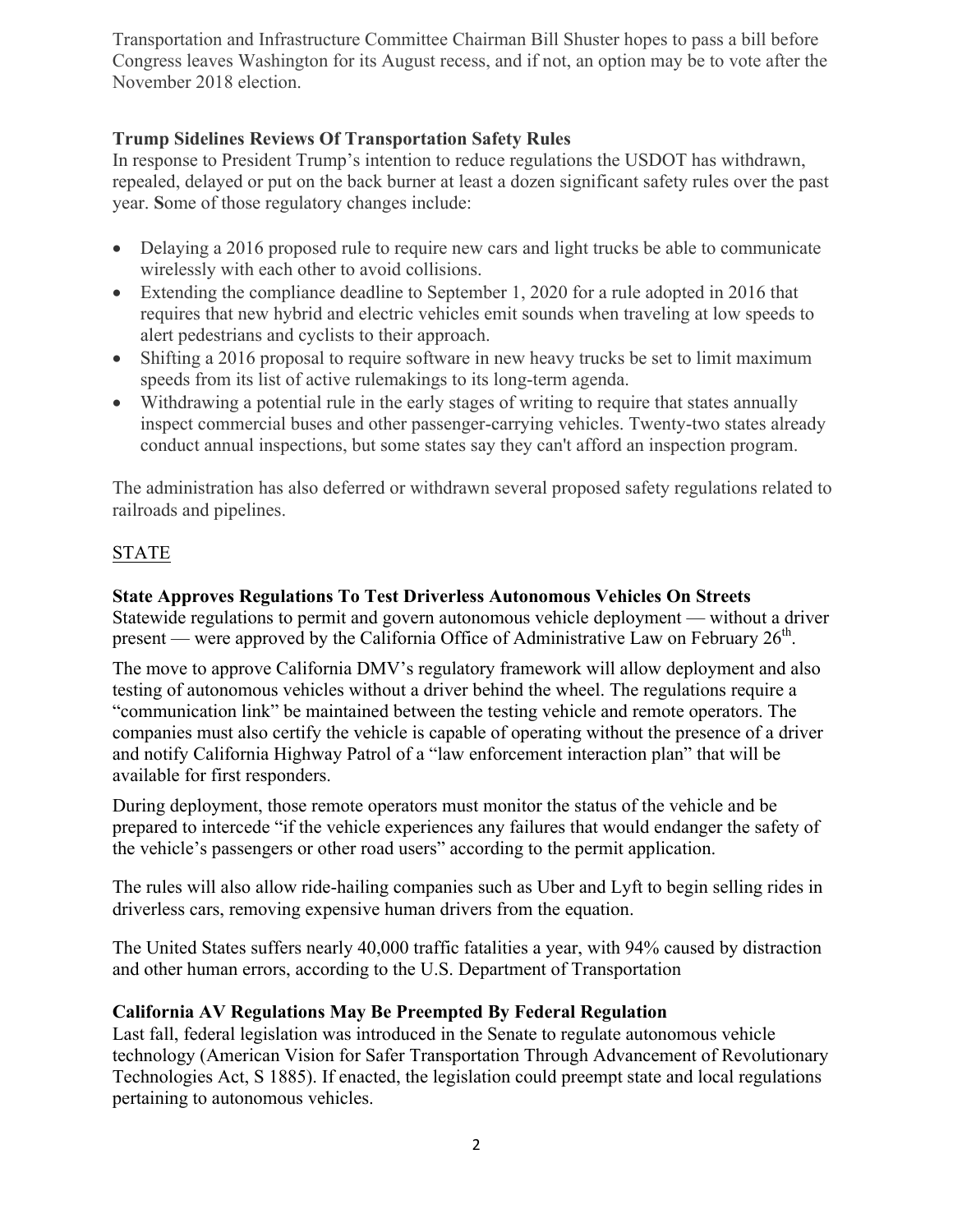Transportation and Infrastructure Committee Chairman Bill Shuster hopes to pass a bill before Congress leaves Washington for its August recess, and if not, an option may be to vote after the November 2018 election.

**Trump Sidelines Reviews Of Transportation Safety Rules**

In response to President Trump's intention to reduce regulations the USDOT has withdrawn, repealed, delayed or put on the back burner at least a dozen significant safety rules over the past year. **S**ome of those regulatory changes include:

- Delaying a 2016 proposed rule to require new cars and light trucks be able to communicate wirelessly with each other to avoid collisions.
- Extending the compliance deadline to September 1, 2020 for a rule adopted in 2016 that requires that new hybrid and electric vehicles emit sounds when traveling at low speeds to alert pedestrians and cyclists to their approach.
- Shifting a 2016 proposal to require software in new heavy trucks be set to limit maximum speeds from its list of active rulemakings to its long-term agenda.
- Withdrawing a potential rule in the early stages of writing to require that states annually inspect commercial buses and other passenger-carrying vehicles. Twenty-two states already conduct annual inspections, but some states say they can't afford an inspection program.

The administration has also deferred or withdrawn several proposed safety regulations related to railroads and pipelines.

## STATE

**State Approves Regulations To Test Driverless Autonomous Vehicles On Streets**

Statewide regulations to permit and govern autonomous vehicle deployment — without a driver present — were approved by the California Office of Administrative Law on February 26th.

The move to approve California DMV's regulatory framework will allow deployment and also testing of autonomous vehicles without a driver behind the wheel. The regulations require a "communication link" be maintained between the testing vehicle and remote operators. The companies must also certify the vehicle is capable of operating without the presence of a driver and notify California Highway Patrol of a "law enforcement interaction plan" that will be available for first responders.

During deployment, those remote operators must monitor the status of the vehicle and be prepared to intercede "if the vehicle experiences any failures that would endanger the safety of the vehicle's passengers or other road users" according to the permit application.

The rules will also allow ride-hailing companies such as Uber and Lyft to begin selling rides in driverless cars, removing expensive human drivers from the equation.

The United States suffers nearly 40,000 traffic fatalities a year, with 94% caused by distraction and other human errors, according to the U.S. Department of Transportation

**California AV Regulations May Be Preempted By Federal Regulation**

Last fall, federal legislation was introduced in the Senate to regulate autonomous vehicle technology (American Vision for Safer Transportation Through Advancement of Revolutionary Technologies Act, S 1885). If enacted, the legislation could preempt state and local regulations pertaining to autonomous vehicles.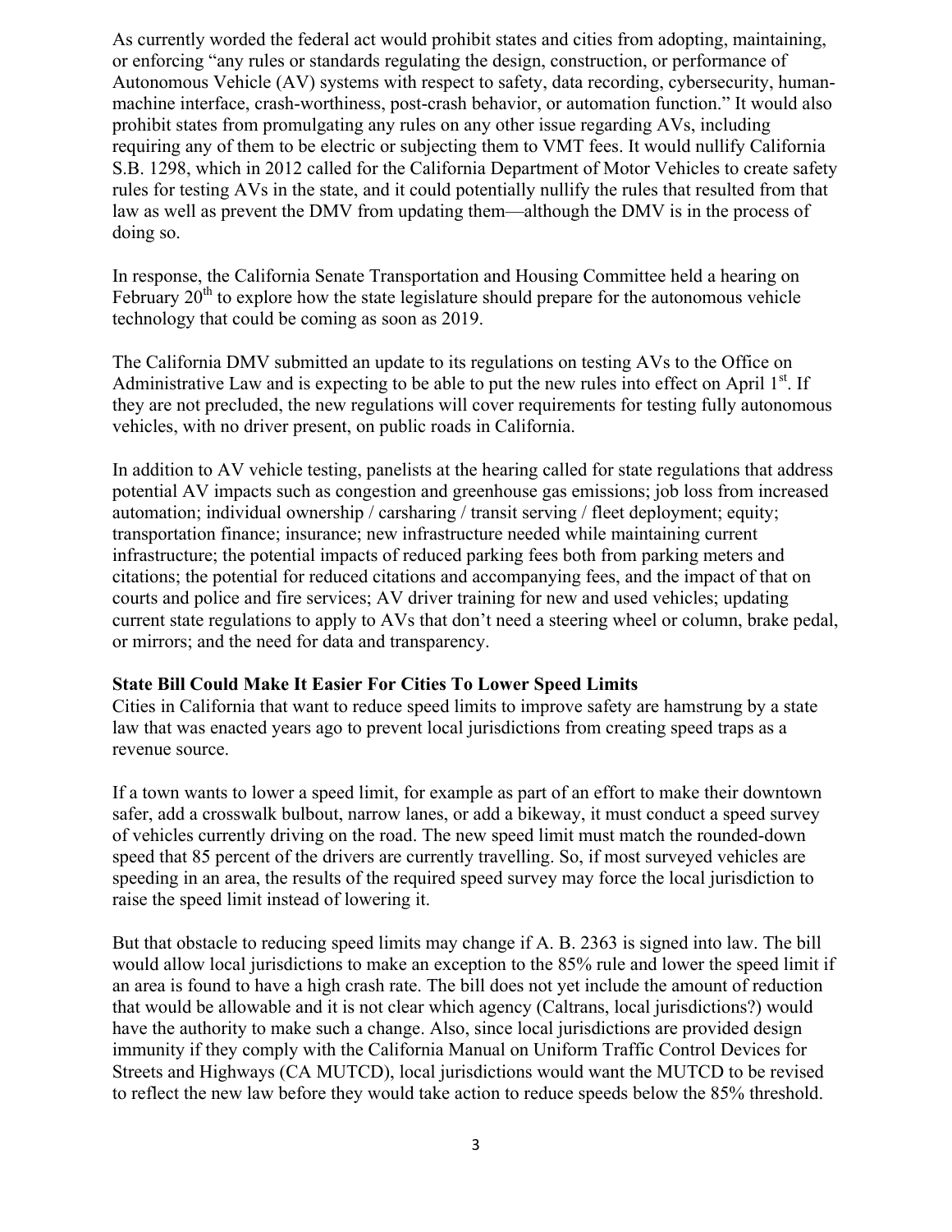As currently worded the federal act would prohibit states and cities from adopting, maintaining, or enforcing "any rules or standards regulating the design, construction, or performance of Autonomous Vehicle (AV) systems with respect to safety, data recording, cybersecurity, human-machine interface, crash-worthiness, post-crash behavior, or automation function." It would also prohibit states from promulgating any rules on any other issue regarding AVs, including requiring any of them to be electric or subjecting them to VMT fees. It would nullify California S.B. 1298, which in 2012 called for the California Department of Motor Vehicles to create safety rules for testing AVs in the state, and it could potentially nullify the rules that resulted from that law as well as prevent the DMV from updating them—although the DMV is in the process of doing so.

In response, the California Senate Transportation and Housing Committee held a hearing on February 20th to explore how the state legislature should prepare for the autonomous vehicle technology that could be coming as soon as 2019.

The California DMV submitted an update to its regulations on testing AVs to the Office on Administrative Law and is expecting to be able to put the new rules into effect on April 1st. If they are not precluded, the new regulations will cover requirements for testing fully autonomous vehicles, with no driver present, on public roads in California.

In addition to AV vehicle testing, panelists at the hearing called for state regulations that address potential AV impacts such as congestion and greenhouse gas emissions; job loss from increased automation; individual ownership / carsharing / transit serving / fleet deployment; equity; transportation finance; insurance; new infrastructure needed while maintaining current infrastructure; the potential impacts of reduced parking fees both from parking meters and citations; the potential for reduced citations and accompanying fees, and the impact of that on courts and police and fire services; AV driver training for new and used vehicles; updating current state regulations to apply to AVs that don't need a steering wheel or column, brake pedal, or mirrors; and the need for data and transparency.

**State Bill Could Make It Easier For Cities To Lower Speed Limits**

Cities in California that want to reduce speed limits to improve safety are hamstrung by a state law that was enacted years ago to prevent local jurisdictions from creating speed traps as a revenue source.

If a town wants to lower a speed limit, for example as part of an effort to make their downtown safer, add a crosswalk bulbout, narrow lanes, or add a bikeway, it must conduct a speed survey of vehicles currently driving on the road. The new speed limit must match the rounded-down speed that 85 percent of the drivers are currently travelling. So, if most surveyed vehicles are speeding in an area, the results of the required speed survey may force the local jurisdiction to raise the speed limit instead of lowering it.

But that obstacle to reducing speed limits may change if A. B. 2363 is signed into law. The bill would allow local jurisdictions to make an exception to the 85% rule and lower the speed limit if an area is found to have a high crash rate. The bill does not yet include the amount of reduction that would be allowable and it is not clear which agency (Caltrans, local jurisdictions?) would have the authority to make such a change. Also, since local jurisdictions are provided design immunity if they comply with the California Manual on Uniform Traffic Control Devices for Streets and Highways (CA MUTCD), local jurisdictions would want the MUTCD to be revised to reflect the new law before they would take action to reduce speeds below the 85% threshold.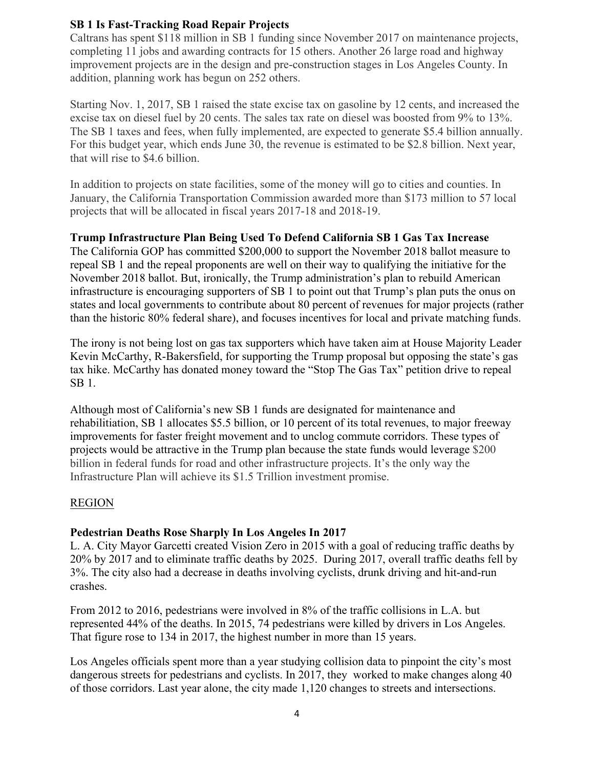**SB 1 Is Fast-Tracking Road Repair Projects**

Caltrans has spent $118 million in SB 1 funding since November 2017 on maintenance projects, completing 11 jobs and awarding contracts for 15 others. Another 26 large road and highway improvement projects are in the design and pre-construction stages in Los Angeles County. In addition, planning work has begun on 252 others.

Starting Nov. 1, 2017, SB 1 raised the state excise tax on gasoline by 12 cents, and increased the excise tax on diesel fuel by 20 cents. The sales tax rate on diesel was boosted from 9% to 13%. The SB 1 taxes and fees, when fully implemented, are expected to generate $5.4 billion annually. For this budget year, which ends June 30, the revenue is estimated to be $2.8 billion. Next year, that will rise to $4.6 billion.

In addition to projects on state facilities, some of the money will go to cities and counties. In January, the California Transportation Commission awarded more than $173 million to 57 local projects that will be allocated in fiscal years 2017-18 and 2018-19.

**Trump Infrastructure Plan Being Used To Defend California SB 1 Gas Tax Increase**

The California GOP has committed $200,000 to support the November 2018 ballot measure to repeal SB 1 and the repeal proponents are well on their way to qualifying the initiative for the November 2018 ballot. But, ironically, the Trump administration's plan to rebuild American infrastructure is encouraging supporters of SB 1 to point out that Trump's plan puts the onus on states and local governments to contribute about 80 percent of revenues for major projects (rather than the historic 80% federal share), and focuses incentives for local and private matching funds.

The irony is not being lost on gas tax supporters which have taken aim at House Majority Leader Kevin McCarthy, R-Bakersfield, for supporting the Trump proposal but opposing the state's gas tax hike. McCarthy has donated money toward the "Stop The Gas Tax" petition drive to repeal SB 1.

Although most of California's new SB 1 funds are designated for maintenance and rehabilitiation, SB 1 allocates $5.5 billion, or 10 percent of its total revenues, to major freeway improvements for faster freight movement and to unclog commute corridors. These types of projects would be attractive in the Trump plan because the state funds would leverage $200 billion in federal funds for road and other infrastructure projects. It's the only way the Infrastructure Plan will achieve its $1.5 Trillion investment promise.

REGION

**Pedestrian Deaths Rose Sharply In Los Angeles In 2017**

L. A. City Mayor Garcetti created Vision Zero in 2015 with a goal of reducing traffic deaths by 20% by 2017 and to eliminate traffic deaths by 2025. During 2017, overall traffic deaths fell by 3%. The city also had a decrease in deaths involving cyclists, drunk driving and hit-and-run crashes.

From 2012 to 2016, pedestrians were involved in 8% of the traffic collisions in L.A. but represented 44% of the deaths. In 2015, 74 pedestrians were killed by drivers in Los Angeles. That figure rose to 134 in 2017, the highest number in more than 15 years.

Los Angeles officials spent more than a year studying collision data to pinpoint the city's most dangerous streets for pedestrians and cyclists. In 2017, they worked to make changes along 40 of those corridors. Last year alone, the city made 1,120 changes to streets and intersections.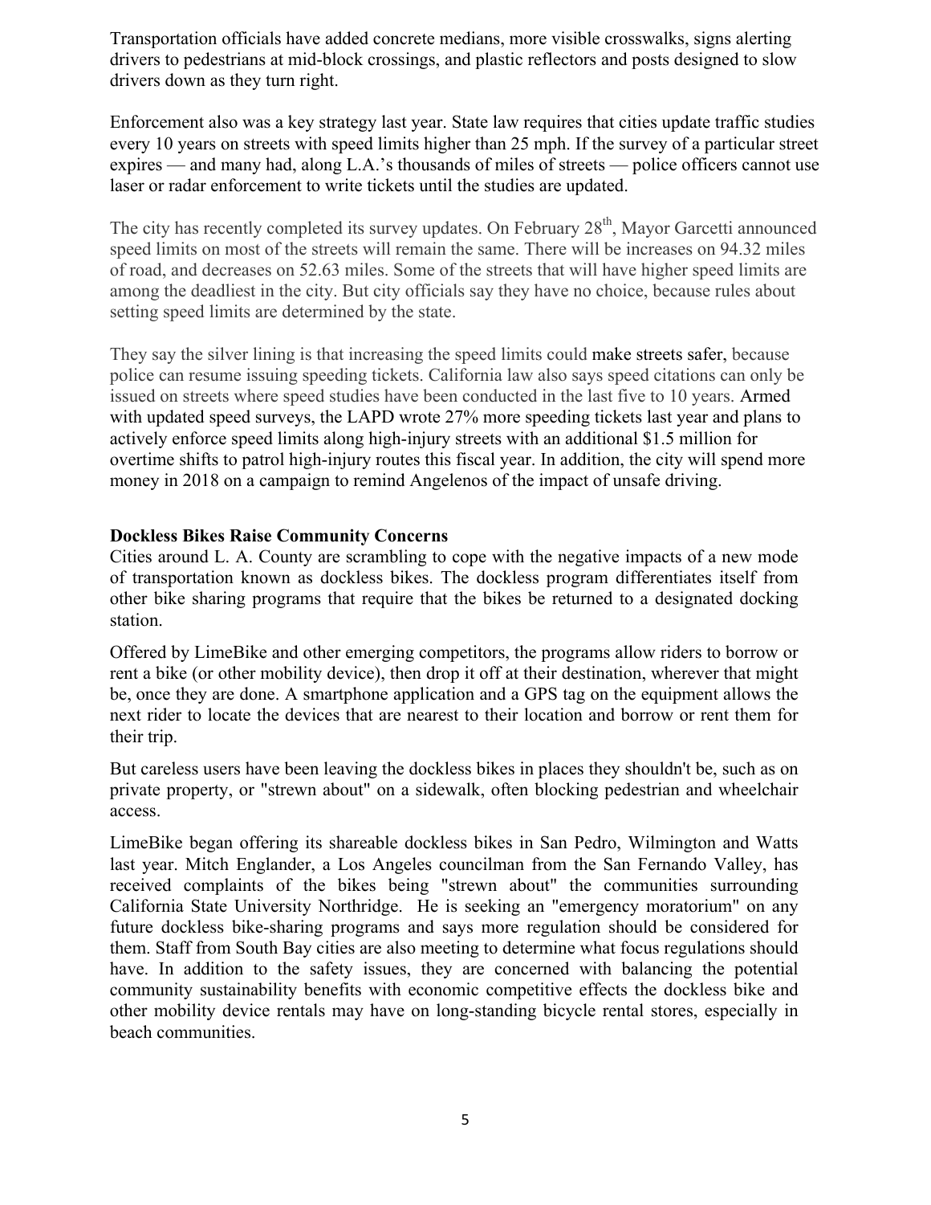Transportation officials have added concrete medians, more visible crosswalks, signs alerting drivers to pedestrians at mid-block crossings, and plastic reflectors and posts designed to slow drivers down as they turn right.

Enforcement also was a key strategy last year. State law requires that cities update traffic studies every 10 years on streets with speed limits higher than 25 mph. If the survey of a particular street expires — and many had, along L.A.'s thousands of miles of streets — police officers cannot use laser or radar enforcement to write tickets until the studies are updated.

The city has recently completed its survey updates. On February 28th, Mayor Garcetti announced speed limits on most of the streets will remain the same. There will be increases on 94.32 miles of road, and decreases on 52.63 miles. Some of the streets that will have higher speed limits are among the deadliest in the city. But city officials say they have no choice, because rules about setting speed limits are determined by the state.

They say the silver lining is that increasing the speed limits could make streets safer, because police can resume issuing speeding tickets. California law also says speed citations can only be issued on streets where speed studies have been conducted in the last five to 10 years. Armed with updated speed surveys, the LAPD wrote 27% more speeding tickets last year and plans to actively enforce speed limits along high-injury streets with an additional $1.5 million for overtime shifts to patrol high-injury routes this fiscal year. In addition, the city will spend more money in 2018 on a campaign to remind Angelenos of the impact of unsafe driving.

**Dockless Bikes Raise Community Concerns**

Cities around L. A. County are scrambling to cope with the negative impacts of a new mode of transportation known as dockless bikes. The dockless program differentiates itself from other bike sharing programs that require that the bikes be returned to a designated docking station.

Offered by LimeBike and other emerging competitors, the programs allow riders to borrow or rent a bike (or other mobility device), then drop it off at their destination, wherever that might be, once they are done. A smartphone application and a GPS tag on the equipment allows the next rider to locate the devices that are nearest to their location and borrow or rent them for their trip.

But careless users have been leaving the dockless bikes in places they shouldn't be, such as on private property, or "strewn about" on a sidewalk, often blocking pedestrian and wheelchair access.

LimeBike began offering its shareable dockless bikes in San Pedro, Wilmington and Watts last year. Mitch Englander, a Los Angeles councilman from the San Fernando Valley, has received complaints of the bikes being "strewn about" the communities surrounding California State University Northridge. He is seeking an "emergency moratorium" on any future dockless bike-sharing programs and says more regulation should be considered for them. Staff from South Bay cities are also meeting to determine what focus regulations should have. In addition to the safety issues, they are concerned with balancing the potential community sustainability benefits with economic competitive effects the dockless bike and other mobility device rentals may have on long-standing bicycle rental stores, especially in beach communities.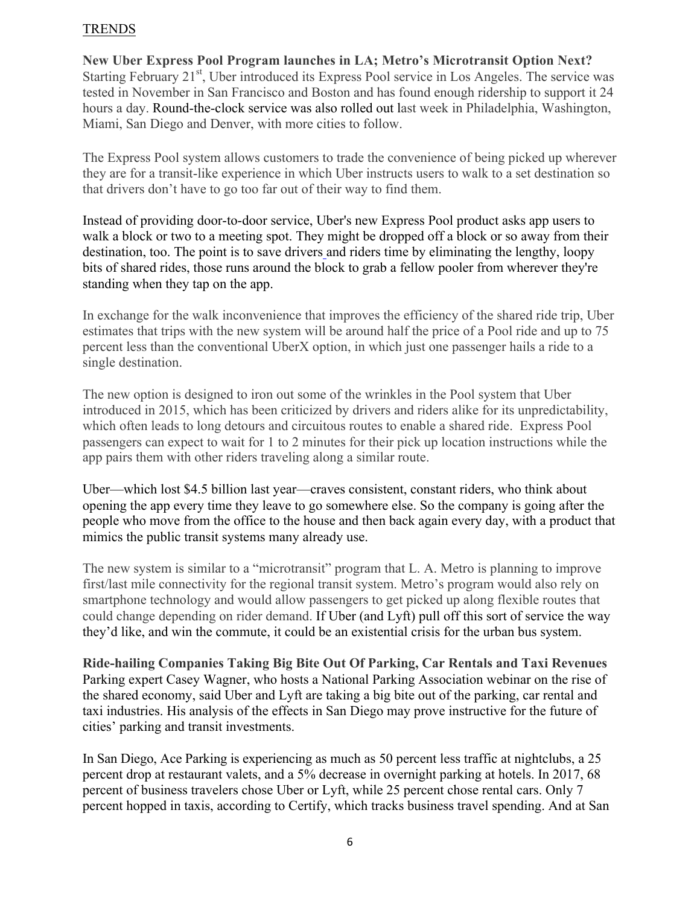## TRENDS

**New Uber Express Pool Program launches in LA; Metro's Microtransit Option Next?**
Starting February 21st, Uber introduced its Express Pool service in Los Angeles. The service was tested in November in San Francisco and Boston and has found enough ridership to support it 24 hours a day. Round-the-clock service was also rolled out last week in Philadelphia, Washington, Miami, San Diego and Denver, with more cities to follow.

The Express Pool system allows customers to trade the convenience of being picked up wherever they are for a transit-like experience in which Uber instructs users to walk to a set destination so that drivers don't have to go too far out of their way to find them.

Instead of providing door-to-door service, Uber's new Express Pool product asks app users to walk a block or two to a meeting spot. They might be dropped off a block or so away from their destination, too. The point is to save drivers and riders time by eliminating the lengthy, loopy bits of shared rides, those runs around the block to grab a fellow pooler from wherever they're standing when they tap on the app.

In exchange for the walk inconvenience that improves the efficiency of the shared ride trip, Uber estimates that trips with the new system will be around half the price of a Pool ride and up to 75 percent less than the conventional UberX option, in which just one passenger hails a ride to a single destination.

The new option is designed to iron out some of the wrinkles in the Pool system that Uber introduced in 2015, which has been criticized by drivers and riders alike for its unpredictability, which often leads to long detours and circuitous routes to enable a shared ride. Express Pool passengers can expect to wait for 1 to 2 minutes for their pick up location instructions while the app pairs them with other riders traveling along a similar route.

Uber—which lost $4.5 billion last year—craves consistent, constant riders, who think about opening the app every time they leave to go somewhere else. So the company is going after the people who move from the office to the house and then back again every day, with a product that mimics the public transit systems many already use.

The new system is similar to a "microtransit" program that L. A. Metro is planning to improve first/last mile connectivity for the regional transit system. Metro's program would also rely on smartphone technology and would allow passengers to get picked up along flexible routes that could change depending on rider demand. If Uber (and Lyft) pull off this sort of service the way they'd like, and win the commute, it could be an existential crisis for the urban bus system.

**Ride-hailing Companies Taking Big Bite Out Of Parking, Car Rentals and Taxi Revenues**
Parking expert Casey Wagner, who hosts a National Parking Association webinar on the rise of the shared economy, said Uber and Lyft are taking a big bite out of the parking, car rental and taxi industries. His analysis of the effects in San Diego may prove instructive for the future of cities' parking and transit investments.

In San Diego, Ace Parking is experiencing as much as 50 percent less traffic at nightclubs, a 25 percent drop at restaurant valets, and a 5% decrease in overnight parking at hotels. In 2017, 68 percent of business travelers chose Uber or Lyft, while 25 percent chose rental cars. Only 7 percent hopped in taxis, according to Certify, which tracks business travel spending. And at San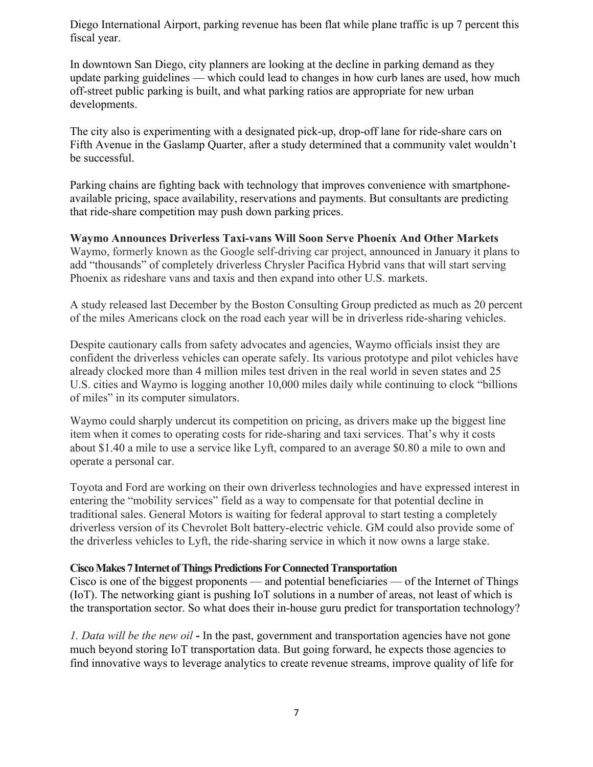Diego International Airport, parking revenue has been flat while plane traffic is up 7 percent this fiscal year.

In downtown San Diego, city planners are looking at the decline in parking demand as they update parking guidelines — which could lead to changes in how curb lanes are used, how much off-street public parking is built, and what parking ratios are appropriate for new urban developments.

The city also is experimenting with a designated pick-up, drop-off lane for ride-share cars on Fifth Avenue in the Gaslamp Quarter, after a study determined that a community valet wouldn't be successful.

Parking chains are fighting back with technology that improves convenience with smartphone-available pricing, space availability, reservations and payments. But consultants are predicting that ride-share competition may push down parking prices.

**Waymo Announces Driverless Taxi-vans Will Soon Serve Phoenix And Other Markets**

Waymo, formerly known as the Google self-driving car project, announced in January it plans to add "thousands" of completely driverless Chrysler Pacifica Hybrid vans that will start serving Phoenix as rideshare vans and taxis and then expand into other U.S. markets.

A study released last December by the Boston Consulting Group predicted as much as 20 percent of the miles Americans clock on the road each year will be in driverless ride-sharing vehicles.

Despite cautionary calls from safety advocates and agencies, Waymo officials insist they are confident the driverless vehicles can operate safely. Its various prototype and pilot vehicles have already clocked more than 4 million miles test driven in the real world in seven states and 25 U.S. cities and Waymo is logging another 10,000 miles daily while continuing to clock "billions of miles" in its computer simulators.

Waymo could sharply undercut its competition on pricing, as drivers make up the biggest line item when it comes to operating costs for ride-sharing and taxi services. That's why it costs about $1.40 a mile to use a service like Lyft, compared to an average $0.80 a mile to own and operate a personal car.

Toyota and Ford are working on their own driverless technologies and have expressed interest in entering the "mobility services" field as a way to compensate for that potential decline in traditional sales. General Motors is waiting for federal approval to start testing a completely driverless version of its Chevrolet Bolt battery-electric vehicle. GM could also provide some of the driverless vehicles to Lyft, the ride-sharing service in which it now owns a large stake.

**Cisco Makes 7 Internet of Things Predictions For Connected Transportation**

Cisco is one of the biggest proponents — and potential beneficiaries — of the Internet of Things (IoT). The networking giant is pushing IoT solutions in a number of areas, not least of which is the transportation sector. So what does their in-house guru predict for transportation technology?

*1. Data will be the new oil* **-** In the past, government and transportation agencies have not gone much beyond storing IoT transportation data. But going forward, he expects those agencies to find innovative ways to leverage analytics to create revenue streams, improve quality of life for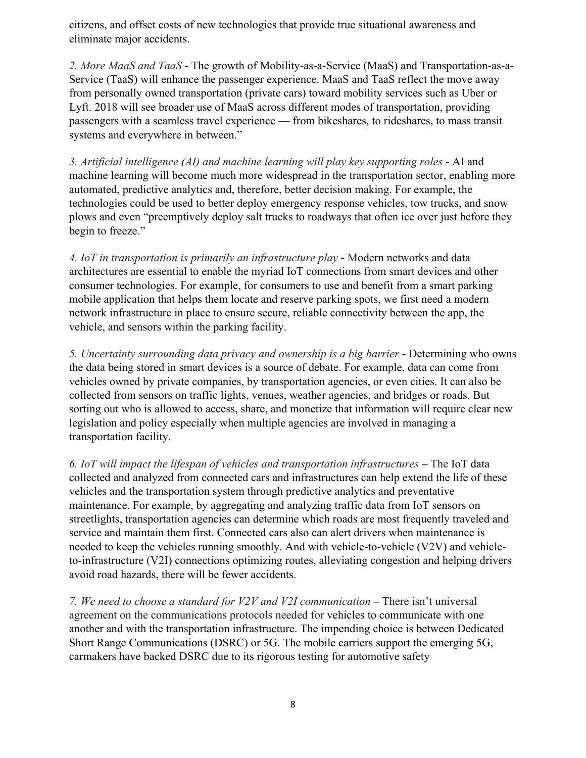citizens, and offset costs of new technologies that provide true situational awareness and eliminate major accidents.

*2. More MaaS and TaaS* - The growth of Mobility-as-a-Service (MaaS) and Transportation-as-a-Service (TaaS) will enhance the passenger experience. MaaS and TaaS reflect the move away from personally owned transportation (private cars) toward mobility services such as Uber or Lyft. 2018 will see broader use of MaaS across different modes of transportation, providing passengers with a seamless travel experience — from bikeshares, to rideshares, to mass transit systems and everywhere in between."

*3. Artificial intelligence (AI) and machine learning will play key supporting roles* - AI and machine learning will become much more widespread in the transportation sector, enabling more automated, predictive analytics and, therefore, better decision making. For example, the technologies could be used to better deploy emergency response vehicles, tow trucks, and snow plows and even "preemptively deploy salt trucks to roadways that often ice over just before they begin to freeze."

*4. IoT in transportation is primarily an infrastructure play* - Modern networks and data architectures are essential to enable the myriad IoT connections from smart devices and other consumer technologies. For example, for consumers to use and benefit from a smart parking mobile application that helps them locate and reserve parking spots, we first need a modern network infrastructure in place to ensure secure, reliable connectivity between the app, the vehicle, and sensors within the parking facility.

*5. Uncertainty surrounding data privacy and ownership is a big barrier* - Determining who owns the data being stored in smart devices is a source of debate. For example, data can come from vehicles owned by private companies, by transportation agencies, or even cities. It can also be collected from sensors on traffic lights, venues, weather agencies, and bridges or roads. But sorting out who is allowed to access, share, and monetize that information will require clear new legislation and policy especially when multiple agencies are involved in managing a transportation facility.

*6. IoT will impact the lifespan of vehicles and transportation infrastructures* – The IoT data collected and analyzed from connected cars and infrastructures can help extend the life of these vehicles and the transportation system through predictive analytics and preventative maintenance. For example, by aggregating and analyzing traffic data from IoT sensors on streetlights, transportation agencies can determine which roads are most frequently traveled and service and maintain them first. Connected cars also can alert drivers when maintenance is needed to keep the vehicles running smoothly. And with vehicle-to-vehicle (V2V) and vehicle-to-infrastructure (V2I) connections optimizing routes, alleviating congestion and helping drivers avoid road hazards, there will be fewer accidents.

*7. We need to choose a standard for V2V and V2I communication* – There isn't universal agreement on the communications protocols needed for vehicles to communicate with one another and with the transportation infrastructure. The impending choice is between Dedicated Short Range Communications (DSRC) or 5G. The mobile carriers support the emerging 5G, carmakers have backed DSRC due to its rigorous testing for automotive safety